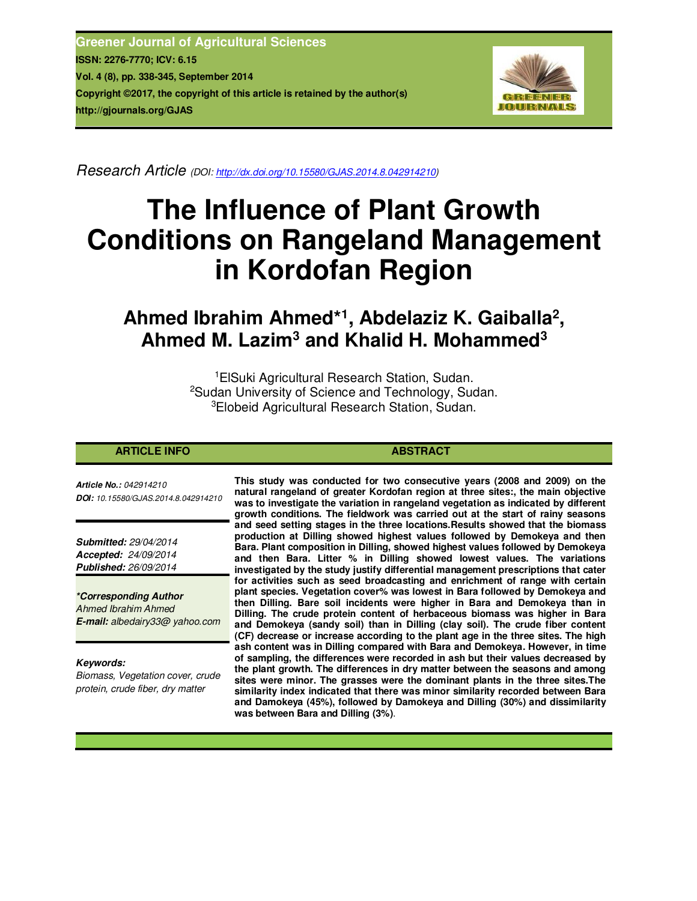Greener Journal of Agricultural Sciences
ISSN: 2276-7770; ICV: 6.15
Vol. 4 (8), pp. 338-345, September 2014
Copyright ©2017, the copyright of this article is retained by the author(s)
http://gjournals.org/GJAS

*Research Article* (DOI: http://dx.doi.org/10.15580/GJAS.2014.8.042914210)

# The Influence of Plant Growth Conditions on Rangeland Management in Kordofan Region

## Ahmed Ibrahim Ahmed*[1], Abdelaziz K. Gaiballa[2], Ahmed M. Lazim[3] and Khalid H. Mohammed[3]

[1]ElSuki Agricultural Research Station, Sudan.
[2]Sudan University of Science and Technology, Sudan.
[3]Elobeid Agricultural Research Station, Sudan.

### ARTICLE INFO

***Article No.:*** *042914210*
***DOI:*** *10.15580/GJAS.2014.8.042914210*

***Submitted:*** *29/04/2014*
***Accepted:*** *24/09/2014*
***Published:*** *26/09/2014*

***\*Corresponding Author***
*Ahmed Ibrahim Ahmed*
***E-mail:*** *albedairy33@ yahoo.com*

***Keywords:***
*Biomass, Vegetation cover, crude protein, crude fiber, dry matter*

### ABSTRACT

**This study was conducted for two consecutive years (2008 and 2009) on the natural rangeland of greater Kordofan region at three sites:, the main objective was to investigate the variation in rangeland vegetation as indicated by different growth conditions. The fieldwork was carried out at the start of rainy seasons and seed setting stages in the three locations.Results showed that the biomass production at Dilling showed highest values followed by Demokeya and then Bara. Plant composition in Dilling, showed highest values followed by Demokeya and then Bara. Litter % in Dilling showed lowest values. The variations investigated by the study justify differential management prescriptions that cater for activities such as seed broadcasting and enrichment of range with certain plant species. Vegetation cover% was lowest in Bara followed by Demokeya and then Dilling. Bare soil incidents were higher in Bara and Demokeya than in Dilling. The crude protein content of herbaceous biomass was higher in Bara and Demokeya (sandy soil) than in Dilling (clay soil). The crude fiber content (CF) decrease or increase according to the plant age in the three sites. The high ash content was in Dilling compared with Bara and Demokeya. However, in time of sampling, the differences were recorded in ash but their values decreased by the plant growth. The differences in dry matter between the seasons and among sites were minor. The grasses were the dominant plants in the three sites.The similarity index indicated that there was minor similarity recorded between Bara and Damokeya (45%), followed by Damokeya and Dilling (30%) and dissimilarity was between Bara and Dilling (3%)**.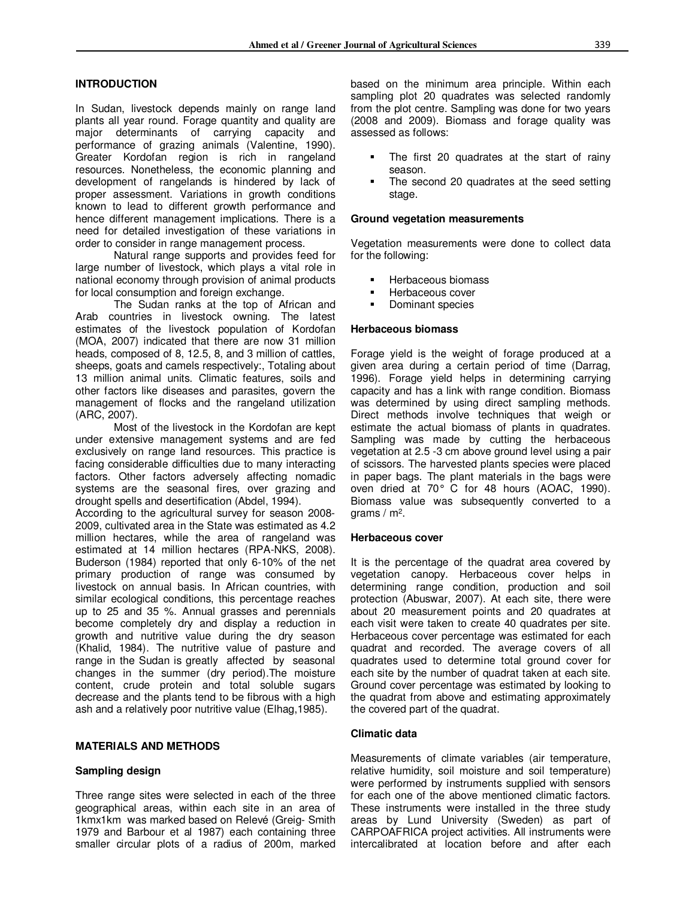## INTRODUCTION

In Sudan, livestock depends mainly on range land plants all year round. Forage quantity and quality are major determinants of carrying capacity and performance of grazing animals (Valentine, 1990). Greater Kordofan region is rich in rangeland resources. Nonetheless, the economic planning and development of rangelands is hindered by lack of proper assessment. Variations in growth conditions known to lead to different growth performance and hence different management implications. There is a need for detailed investigation of these variations in order to consider in range management process.

Natural range supports and provides feed for large number of livestock, which plays a vital role in national economy through provision of animal products for local consumption and foreign exchange.

The Sudan ranks at the top of African and Arab countries in livestock owning. The latest estimates of the livestock population of Kordofan (MOA, 2007) indicated that there are now 31 million heads, composed of 8, 12.5, 8, and 3 million of cattles, sheeps, goats and camels respectively:, Totaling about 13 million animal units. Climatic features, soils and other factors like diseases and parasites, govern the management of flocks and the rangeland utilization (ARC, 2007).

Most of the livestock in the Kordofan are kept under extensive management systems and are fed exclusively on range land resources. This practice is facing considerable difficulties due to many interacting factors. Other factors adversely affecting nomadic systems are the seasonal fires, over grazing and drought spells and desertification (Abdel, 1994).

According to the agricultural survey for season 2008-2009, cultivated area in the State was estimated as 4.2 million hectares, while the area of rangeland was estimated at 14 million hectares (RPA-NKS, 2008). Buderson (1984) reported that only 6-10% of the net primary production of range was consumed by livestock on annual basis. In African countries, with similar ecological conditions, this percentage reaches up to 25 and 35 %. Annual grasses and perennials become completely dry and display a reduction in growth and nutritive value during the dry season (Khalid, 1984). The nutritive value of pasture and range in the Sudan is greatly affected by seasonal changes in the summer (dry period).The moisture content, crude protein and total soluble sugars decrease and the plants tend to be fibrous with a high ash and a relatively poor nutritive value (Elhag,1985).

## MATERIALS AND METHODS

### Sampling design

Three range sites were selected in each of the three geographical areas, within each site in an area of 1kmx1km was marked based on Relevé (Greig- Smith 1979 and Barbour et al 1987) each containing three smaller circular plots of a radius of 200m, marked based on the minimum area principle. Within each sampling plot 20 quadrates was selected randomly from the plot centre. Sampling was done for two years (2008 and 2009). Biomass and forage quality was assessed as follows:

- The first 20 quadrates at the start of rainy season.
- The second 20 quadrates at the seed setting stage.

### Ground vegetation measurements

Vegetation measurements were done to collect data for the following:

- Herbaceous biomass
- Herbaceous cover
- Dominant species

### Herbaceous biomass

Forage yield is the weight of forage produced at a given area during a certain period of time (Darrag, 1996). Forage yield helps in determining carrying capacity and has a link with range condition. Biomass was determined by using direct sampling methods. Direct methods involve techniques that weigh or estimate the actual biomass of plants in quadrates. Sampling was made by cutting the herbaceous vegetation at 2.5 -3 cm above ground level using a pair of scissors. The harvested plants species were placed in paper bags. The plant materials in the bags were oven dried at 70° C for 48 hours (AOAC, 1990). Biomass value was subsequently converted to a grams / m².

### Herbaceous cover

It is the percentage of the quadrat area covered by vegetation canopy. Herbaceous cover helps in determining range condition, production and soil protection (Abuswar, 2007). At each site, there were about 20 measurement points and 20 quadrates at each visit were taken to create 40 quadrates per site. Herbaceous cover percentage was estimated for each quadrat and recorded. The average covers of all quadrates used to determine total ground cover for each site by the number of quadrat taken at each site. Ground cover percentage was estimated by looking to the quadrat from above and estimating approximately the covered part of the quadrat.

### Climatic data

Measurements of climate variables (air temperature, relative humidity, soil moisture and soil temperature) were performed by instruments supplied with sensors for each one of the above mentioned climatic factors. These instruments were installed in the three study areas by Lund University (Sweden) as part of CARPOAFRICA project activities. All instruments were intercalibrated at location before and after each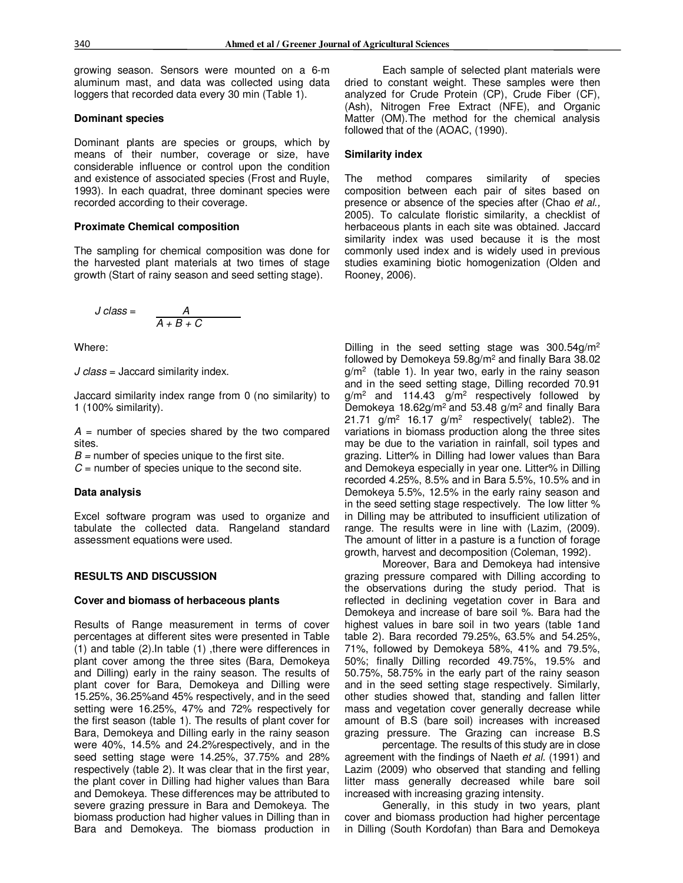growing season. Sensors were mounted on a 6-m aluminum mast, and data was collected using data loggers that recorded data every 30 min (Table 1).

**Dominant species**

Dominant plants are species or groups, which by means of their number, coverage or size, have considerable influence or control upon the condition and existence of associated species (Frost and Ruyle, 1993). In each quadrat, three dominant species were recorded according to their coverage.

**Proximate Chemical composition**

The sampling for chemical composition was done for the harvested plant materials at two times of stage growth (Start of rainy season and seed setting stage).

Each sample of selected plant materials were dried to constant weight. These samples were then analyzed for Crude Protein (CP), Crude Fiber (CF), (Ash), Nitrogen Free Extract (NFE), and Organic Matter (OM).The method for the chemical analysis followed that of the (AOAC, (1990).

**Similarity index**

The method compares similarity of species composition between each pair of sites based on presence or absence of the species after (Chao *et al.,* 2005). To calculate floristic similarity, a checklist of herbaceous plants in each site was obtained. Jaccard similarity index was used because it is the most commonly used index and is widely used in previous studies examining biotic homogenization (Olden and Rooney, 2006).

$$J\ class = \frac{A}{A + B + C}$$

Where:

*J class* = Jaccard similarity index.

Jaccard similarity index range from 0 (no similarity) to 1 (100% similarity).

*A* = number of species shared by the two compared sites.
*B* = number of species unique to the first site.
*C* = number of species unique to the second site.

**Data analysis**

Excel software program was used to organize and tabulate the collected data. Rangeland standard assessment equations were used.

## RESULTS AND DISCUSSION

**Cover and biomass of herbaceous plants**

Results of Range measurement in terms of cover percentages at different sites were presented in Table (1) and table (2).In table (1) ,there were differences in plant cover among the three sites (Bara, Demokeya and Dilling) early in the rainy season. The results of plant cover for Bara, Demokeya and Dilling were 15.25%, 36.25%and 45% respectively, and in the seed setting were 16.25%, 47% and 72% respectively for the first season (table 1). The results of plant cover for Bara, Demokeya and Dilling early in the rainy season were 40%, 14.5% and 24.2%respectively, and in the seed setting stage were 14.25%, 37.75% and 28% respectively (table 2). It was clear that in the first year, the plant cover in Dilling had higher values than Bara and Demokeya. These differences may be attributed to severe grazing pressure in Bara and Demokeya. The biomass production had higher values in Dilling than in Bara and Demokeya. The biomass production in Dilling in the seed setting stage was 300.54g/m$^2$ followed by Demokeya 59.8g/m$^2$ and finally Bara 38.02 g/m$^2$ (table 1). In year two, early in the rainy season and in the seed setting stage, Dilling recorded 70.91 g/m$^2$ and 114.43 g/m$^2$ respectively followed by Demokeya 18.62g/m$^2$ and 53.48 g/m$^2$ and finally Bara 21.71 g/m$^2$ 16.17 g/m$^2$ respectively( table2). The variations in biomass production along the three sites may be due to the variation in rainfall, soil types and grazing. Litter% in Dilling had lower values than Bara and Demokeya especially in year one. Litter% in Dilling recorded 4.25%, 8.5% and in Bara 5.5%, 10.5% and in Demokeya 5.5%, 12.5% in the early rainy season and in the seed setting stage respectively. The low litter % in Dilling may be attributed to insufficient utilization of range. The results were in line with (Lazim, (2009). The amount of litter in a pasture is a function of forage growth, harvest and decomposition (Coleman, 1992).

Moreover, Bara and Demokeya had intensive grazing pressure compared with Dilling according to the observations during the study period. That is reflected in declining vegetation cover in Bara and Demokeya and increase of bare soil %. Bara had the highest values in bare soil in two years (table 1and table 2). Bara recorded 79.25%, 63.5% and 54.25%, 71%, followed by Demokeya 58%, 41% and 79.5%, 50%; finally Dilling recorded 49.75%, 19.5% and 50.75%, 58.75% in the early part of the rainy season and in the seed setting stage respectively. Similarly, other studies showed that, standing and fallen litter mass and vegetation cover generally decrease while amount of B.S (bare soil) increases with increased grazing pressure. The Grazing can increase B.S percentage. The results of this study are in close agreement with the findings of Naeth *et al.* (1991) and Lazim (2009) who observed that standing and felling litter mass generally decreased while bare soil increased with increasing grazing intensity.

Generally, in this study in two years, plant cover and biomass production had higher percentage in Dilling (South Kordofan) than Bara and Demokeya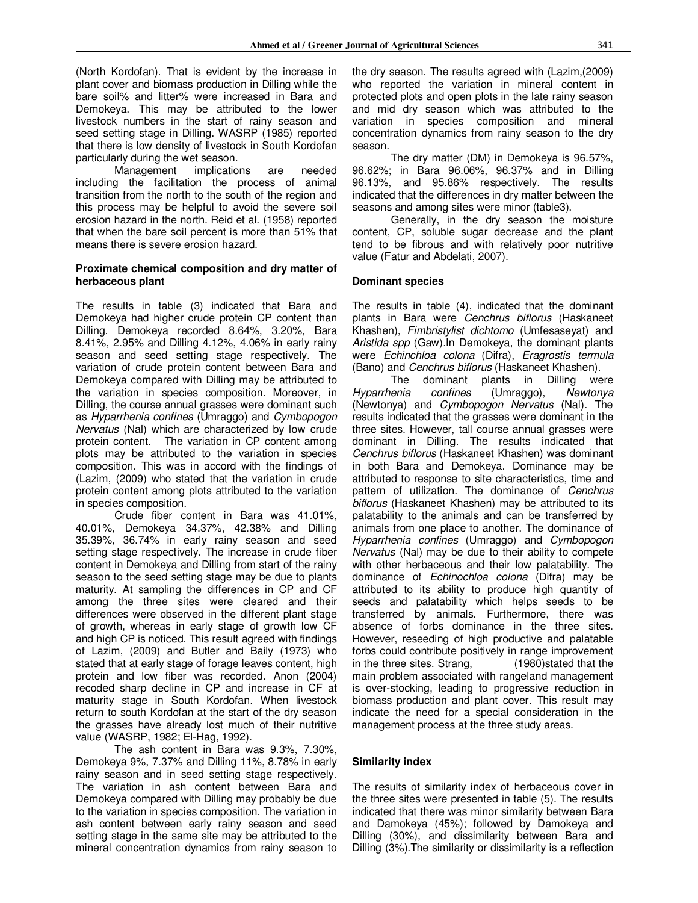(North Kordofan). That is evident by the increase in plant cover and biomass production in Dilling while the bare soil% and litter% were increased in Bara and Demokeya. This may be attributed to the lower livestock numbers in the start of rainy season and seed setting stage in Dilling. WASRP (1985) reported that there is low density of livestock in South Kordofan particularly during the wet season.

Management implications are needed including the facilitation the process of animal transition from the north to the south of the region and this process may be helpful to avoid the severe soil erosion hazard in the north. Reid et al. (1958) reported that when the bare soil percent is more than 51% that means there is severe erosion hazard.

**Proximate chemical composition and dry matter of herbaceous plant**

The results in table (3) indicated that Bara and Demokeya had higher crude protein CP content than Dilling. Demokeya recorded 8.64%, 3.20%, Bara 8.41%, 2.95% and Dilling 4.12%, 4.06% in early rainy season and seed setting stage respectively. The variation of crude protein content between Bara and Demokeya compared with Dilling may be attributed to the variation in species composition. Moreover, in Dilling, the course annual grasses were dominant such as *Hyparrhenia confines* (Umraggo) and *Cymbopogon Nervatus* (Nal) which are characterized by low crude protein content. The variation in CP content among plots may be attributed to the variation in species composition. This was in accord with the findings of (Lazim, (2009) who stated that the variation in crude protein content among plots attributed to the variation in species composition.

Crude fiber content in Bara was 41.01%, 40.01%, Demokeya 34.37%, 42.38% and Dilling 35.39%, 36.74% in early rainy season and seed setting stage respectively. The increase in crude fiber content in Demokeya and Dilling from start of the rainy season to the seed setting stage may be due to plants maturity. At sampling the differences in CP and CF among the three sites were cleared and their differences were observed in the different plant stage of growth, whereas in early stage of growth low CF and high CP is noticed. This result agreed with findings of Lazim, (2009) and Butler and Baily (1973) who stated that at early stage of forage leaves content, high protein and low fiber was recorded. Anon (2004) recoded sharp decline in CP and increase in CF at maturity stage in South Kordofan. When livestock return to south Kordofan at the start of the dry season the grasses have already lost much of their nutritive value (WASRP, 1982; El-Hag, 1992).

The ash content in Bara was 9.3%, 7.30%, Demokeya 9%, 7.37% and Dilling 11%, 8.78% in early rainy season and in seed setting stage respectively. The variation in ash content between Bara and Demokeya compared with Dilling may probably be due to the variation in species composition. The variation in ash content between early rainy season and seed setting stage in the same site may be attributed to the mineral concentration dynamics from rainy season to the dry season. The results agreed with (Lazim,(2009) who reported the variation in mineral content in protected plots and open plots in the late rainy season and mid dry season which was attributed to the variation in species composition and mineral concentration dynamics from rainy season to the dry season.

The dry matter (DM) in Demokeya is 96.57%, 96.62%; in Bara 96.06%, 96.37% and in Dilling 96.13%, and 95.86% respectively. The results indicated that the differences in dry matter between the seasons and among sites were minor (table3).

Generally, in the dry season the moisture content, CP, soluble sugar decrease and the plant tend to be fibrous and with relatively poor nutritive value (Fatur and Abdelati, 2007).

**Dominant species**

The results in table (4), indicated that the dominant plants in Bara were *Cenchrus biflorus* (Haskaneet Khashen), *Fimbristylist dichtomo* (Umfesaseyat) and *Aristida spp* (Gaw).In Demokeya, the dominant plants were *Echinchloa colona* (Difra), *Eragrostis termula* (Bano) and *Cenchrus biflorus* (Haskaneet Khashen).

The dominant plants in Dilling were *Hyparrhenia confines* (Umraggo), *Newtonya* (Newtonya) and *Cymbopogon Nervatus* (Nal). The results indicated that the grasses were dominant in the three sites. However, tall course annual grasses were dominant in Dilling. The results indicated that *Cenchrus biflorus* (Haskaneet Khashen) was dominant in both Bara and Demokeya. Dominance may be attributed to response to site characteristics, time and pattern of utilization. The dominance of *Cenchrus biflorus* (Haskaneet Khashen) may be attributed to its palatability to the animals and can be transferred by animals from one place to another. The dominance of *Hyparrhenia confines* (Umraggo) and *Cymbopogon Nervatus* (Nal) may be due to their ability to compete with other herbaceous and their low palatability. The dominance of *Echinochloa colona* (Difra) may be attributed to its ability to produce high quantity of seeds and palatability which helps seeds to be transferred by animals. Furthermore, there was absence of forbs dominance in the three sites. However, reseeding of high productive and palatable forbs could contribute positively in range improvement in the three sites. Strang, (1980)stated that the main problem associated with rangeland management is over-stocking, leading to progressive reduction in biomass production and plant cover. This result may indicate the need for a special consideration in the management process at the three study areas.

**Similarity index**

The results of similarity index of herbaceous cover in the three sites were presented in table (5). The results indicated that there was minor similarity between Bara and Damokeya (45%); followed by Damokeya and Dilling (30%), and dissimilarity between Bara and Dilling (3%).The similarity or dissimilarity is a reflection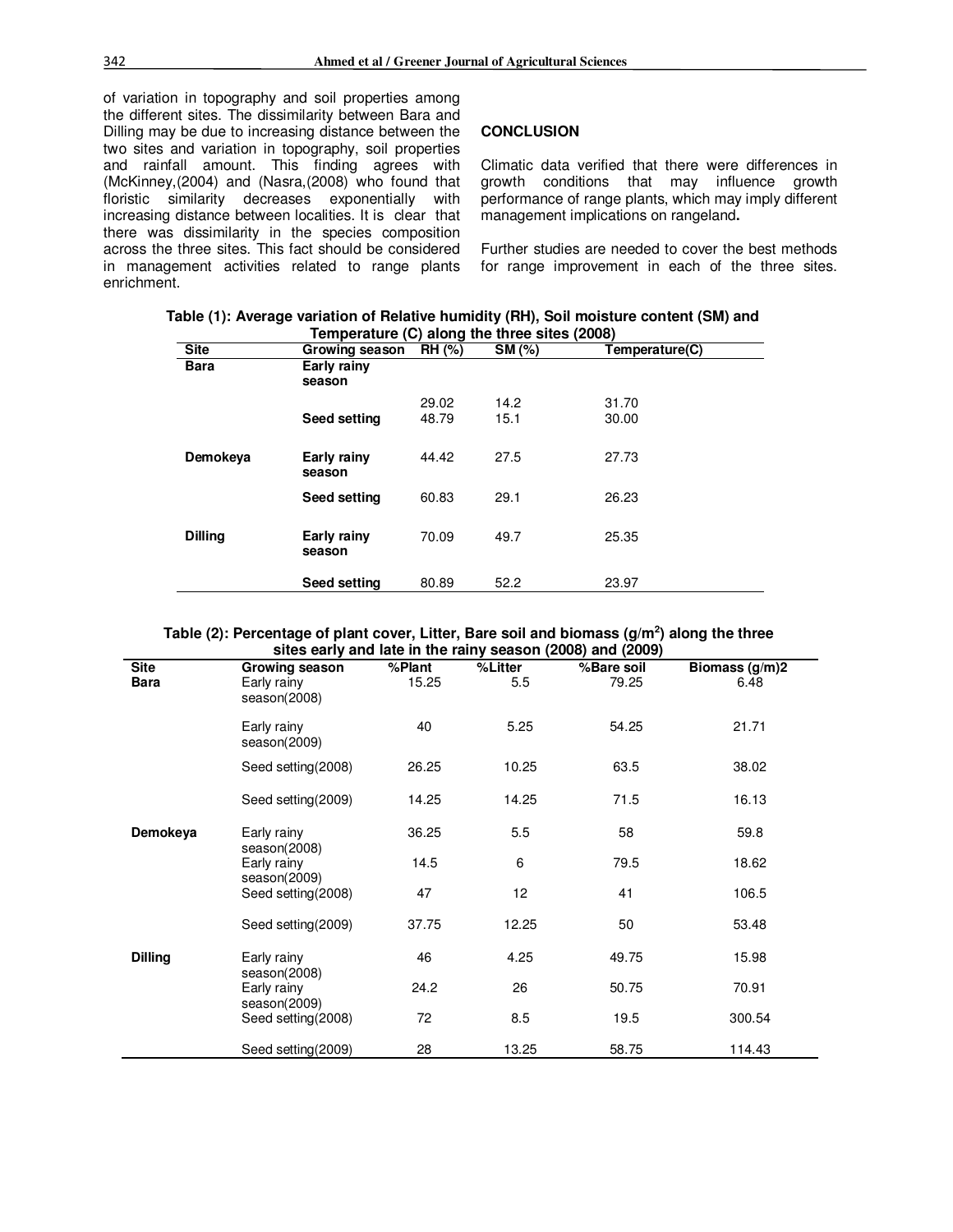of variation in topography and soil properties among the different sites. The dissimilarity between Bara and Dilling may be due to increasing distance between the two sites and variation in topography, soil properties and rainfall amount. This finding agrees with (McKinney,(2004) and (Nasra,(2008) who found that floristic similarity decreases exponentially with increasing distance between localities. It is clear that there was dissimilarity in the species composition across the three sites. This fact should be considered in management activities related to range plants enrichment.

## CONCLUSION

Climatic data verified that there were differences in growth conditions that may influence growth performance of range plants, which may imply different management implications on rangeland**.**

Further studies are needed to cover the best methods for range improvement in each of the three sites.

**Table (1): Average variation of Relative humidity (RH), Soil moisture content (SM) and Temperature (C) along the three sites (2008)**

| Site | Growing season | RH (%) | SM (%) | Temperature(C) |
|---|---|---|---|---|
| **Bara** | **Early rainy season** | 29.02 | 14.2 | 31.70 |
| | **Seed setting** | 48.79 | 15.1 | 30.00 |
| **Demokeya** | **Early rainy season** | 44.42 | 27.5 | 27.73 |
| | **Seed setting** | 60.83 | 29.1 | 26.23 |
| **Dilling** | **Early rainy season** | 70.09 | 49.7 | 25.35 |
| | **Seed setting** | 80.89 | 52.2 | 23.97 |

**Table (2): Percentage of plant cover, Litter, Bare soil and biomass ($g/m^2$) along the three sites early and late in the rainy season (2008) and (2009)**

| Site | Growing season | %Plant | %Litter | %Bare soil | Biomass (g/m)2 |
|---|---|---|---|---|---|
| **Bara** | Early rainy season(2008) | 15.25 | 5.5 | 79.25 | 6.48 |
| | Early rainy season(2009) | 40 | 5.25 | 54.25 | 21.71 |
| | Seed setting(2008) | 26.25 | 10.25 | 63.5 | 38.02 |
| | Seed setting(2009) | 14.25 | 14.25 | 71.5 | 16.13 |
| **Demokeya** | Early rainy season(2008) | 36.25 | 5.5 | 58 | 59.8 |
| | Early rainy season(2009) | 14.5 | 6 | 79.5 | 18.62 |
| | Seed setting(2008) | 47 | 12 | 41 | 106.5 |
| | Seed setting(2009) | 37.75 | 12.25 | 50 | 53.48 |
| **Dilling** | Early rainy season(2008) | 46 | 4.25 | 49.75 | 15.98 |
| | Early rainy season(2009) | 24.2 | 26 | 50.75 | 70.91 |
| | Seed setting(2008) | 72 | 8.5 | 19.5 | 300.54 |
| | Seed setting(2009) | 28 | 13.25 | 58.75 | 114.43 |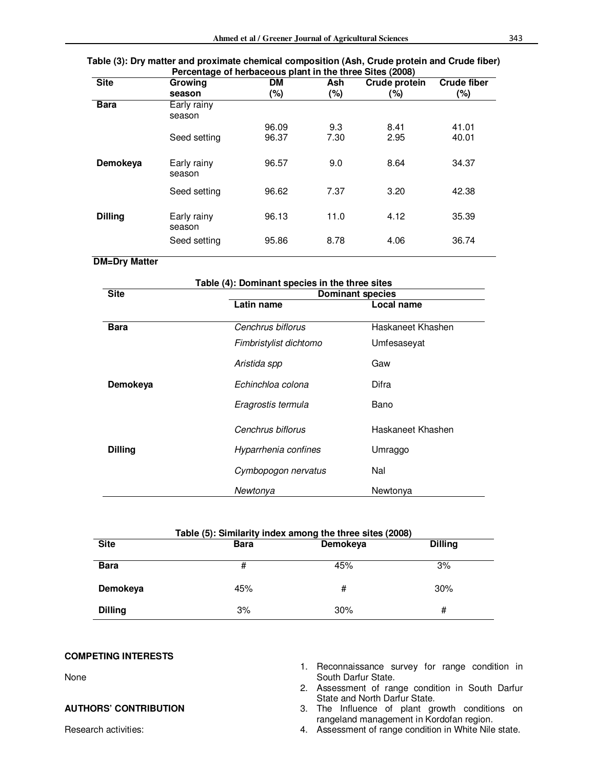**Table (3): Dry matter and proximate chemical composition (Ash, Crude protein and Crude fiber) Percentage of herbaceous plant in the three Sites (2008)**

| Site | Growing season | DM (%) | Ash (%) | Crude protein (%) | Crude fiber (%) |
|---|---|---|---|---|---|
| **Bara** | Early rainy season | 96.09 | 9.3 | 8.41 | 41.01 |
| | Seed setting | 96.37 | 7.30 | 2.95 | 40.01 |
| **Demokeya** | Early rainy season | 96.57 | 9.0 | 8.64 | 34.37 |
| | Seed setting | 96.62 | 7.37 | 3.20 | 42.38 |
| **Dilling** | Early rainy season | 96.13 | 11.0 | 4.12 | 35.39 |
| | Seed setting | 95.86 | 8.78 | 4.06 | 36.74 |

**DM=Dry Matter**

**Table (4): Dominant species in the three sites**

| Site | Dominant species | |
|---|---|---|
| | Latin name | Local name |
| **Bara** | *Cenchrus biflorus* | Haskaneet Khashen |
| | *Fimbristylist dichtomo* | Umfesaseyat |
| | *Aristida spp* | Gaw |
| **Demokeya** | *Echinchloa colona* | Difra |
| | *Eragrostis termula* | Bano |
| | *Cenchrus biflorus* | Haskaneet Khashen |
| **Dilling** | *Hyparrhenia confines* | Umraggo |
| | *Cymbopogon nervatus* | Nal |
| | *Newtonya* | Newtonya |

**Table (5): Similarity index among the three sites (2008)**

| Site | Bara | Demokeya | Dilling |
|---|---|---|---|
| **Bara** | # | 45% | 3% |
| **Demokeya** | 45% | # | 30% |
| **Dilling** | 3% | 30% | # |

**COMPETING INTERESTS**

None

**AUTHORS' CONTRIBUTION**

Research activities:

1. Reconnaissance survey for range condition in South Darfur State.
2. Assessment of range condition in South Darfur State and North Darfur State.
3. The Influence of plant growth conditions on rangeland management in Kordofan region.
4. Assessment of range condition in White Nile state.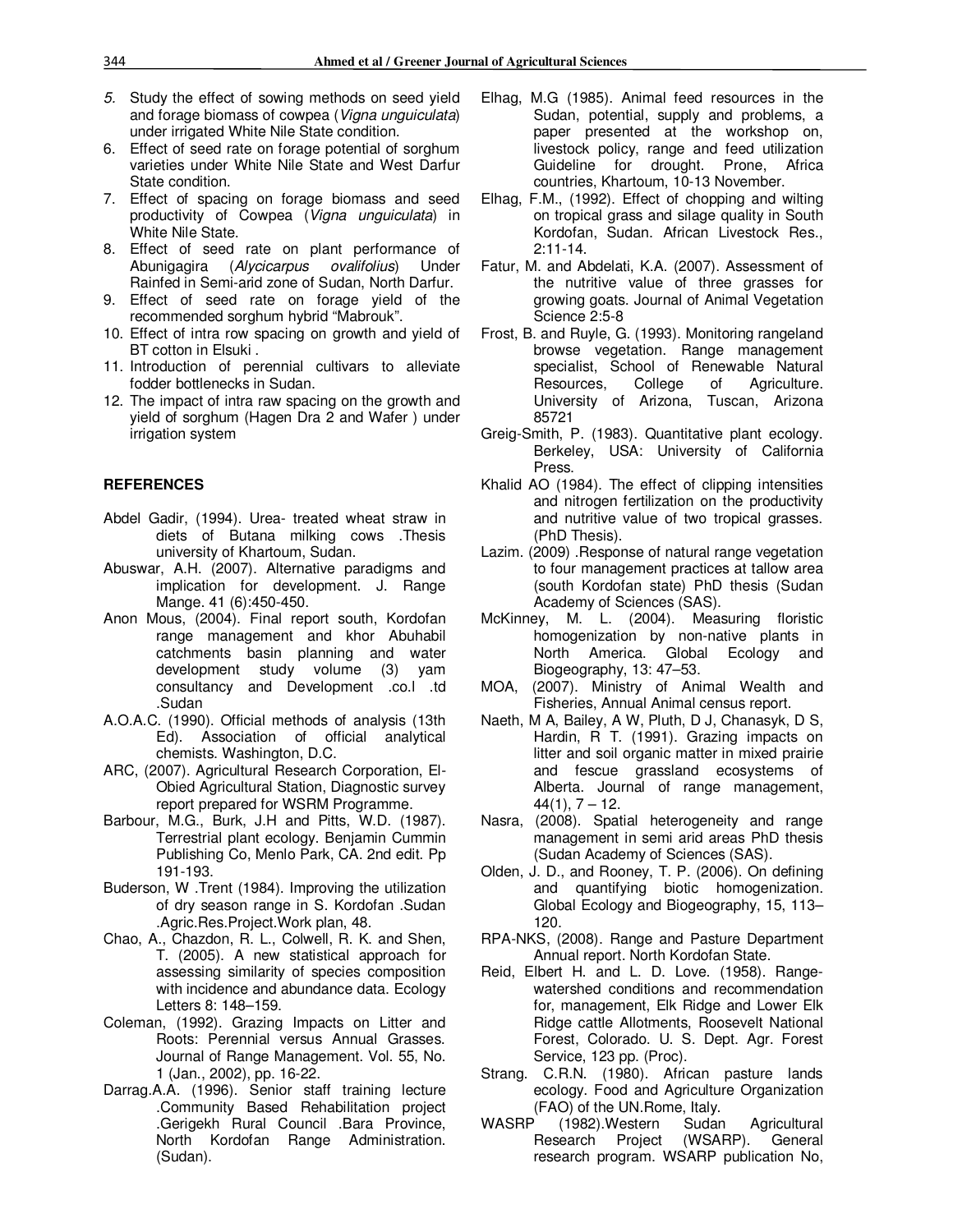5. Study the effect of sowing methods on seed yield and forage biomass of cowpea (*Vigna unguiculata*) under irrigated White Nile State condition.
6. Effect of seed rate on forage potential of sorghum varieties under White Nile State and West Darfur State condition.
7. Effect of spacing on forage biomass and seed productivity of Cowpea (*Vigna unguiculata*) in White Nile State.
8. Effect of seed rate on plant performance of Abunigagira (*Alycicarpus ovalifolius*) Under Rainfed in Semi-arid zone of Sudan, North Darfur.
9. Effect of seed rate on forage yield of the recommended sorghum hybrid "Mabrouk".
10. Effect of intra row spacing on growth and yield of BT cotton in Elsuki .
11. Introduction of perennial cultivars to alleviate fodder bottlenecks in Sudan.
12. The impact of intra raw spacing on the growth and yield of sorghum (Hagen Dra 2 and Wafer ) under irrigation system

## REFERENCES

Abdel Gadir, (1994). Urea- treated wheat straw in diets of Butana milking cows .Thesis university of Khartoum, Sudan.

Abuswar, A.H. (2007). Alternative paradigms and implication for development. J. Range Mange. 41 (6):450-450.

Anon Mous, (2004). Final report south, Kordofan range management and khor Abuhabil catchments basin planning and water development study volume (3) yam consultancy and Development .co.l .td .Sudan

A.O.A.C. (1990). Official methods of analysis (13th Ed). Association of official analytical chemists. Washington, D.C.

ARC, (2007). Agricultural Research Corporation, El-Obied Agricultural Station, Diagnostic survey report prepared for WSRM Programme.

Barbour, M.G., Burk, J.H and Pitts, W.D. (1987). Terrestrial plant ecology. Benjamin Cummin Publishing Co, Menlo Park, CA. 2nd edit. Pp 191-193.

Buderson, W .Trent (1984). Improving the utilization of dry season range in S. Kordofan .Sudan .Agric.Res.Project.Work plan, 48.

Chao, A., Chazdon, R. L., Colwell, R. K. and Shen, T. (2005). A new statistical approach for assessing similarity of species composition with incidence and abundance data. Ecology Letters 8: 148–159.

Coleman, (1992). Grazing Impacts on Litter and Roots: Perennial versus Annual Grasses. Journal of Range Management. Vol. 55, No. 1 (Jan., 2002), pp. 16-22.

Darrag.A.A. (1996). Senior staff training lecture .Community Based Rehabilitation project .Gerigekh Rural Council .Bara Province, North Kordofan Range Administration. (Sudan).

Elhag, M.G (1985). Animal feed resources in the Sudan, potential, supply and problems, a paper presented at the workshop on, livestock policy, range and feed utilization Guideline for drought. Prone, Africa countries, Khartoum, 10-13 November.

Elhag, F.M., (1992). Effect of chopping and wilting on tropical grass and silage quality in South Kordofan, Sudan. African Livestock Res., 2:11-14.

Fatur, M. and Abdelati, K.A. (2007). Assessment of the nutritive value of three grasses for growing goats. Journal of Animal Vegetation Science 2:5-8

Frost, B. and Ruyle, G. (1993). Monitoring rangeland browse vegetation. Range management specialist, School of Renewable Natural Resources, College of Agriculture. University of Arizona, Tuscan, Arizona 85721

Greig-Smith, P. (1983). Quantitative plant ecology. Berkeley, USA: University of California Press.

Khalid AO (1984). The effect of clipping intensities and nitrogen fertilization on the productivity and nutritive value of two tropical grasses. (PhD Thesis).

Lazim. (2009) .Response of natural range vegetation to four management practices at tallow area (south Kordofan state) PhD thesis (Sudan Academy of Sciences (SAS).

McKinney, M. L. (2004). Measuring floristic homogenization by non-native plants in North America. Global Ecology and Biogeography, 13: 47–53.

MOA, (2007). Ministry of Animal Wealth and Fisheries, Annual Animal census report.

Naeth, M A, Bailey, A W, Pluth, D J, Chanasyk, D S, Hardin, R T. (1991). Grazing impacts on litter and soil organic matter in mixed prairie and fescue grassland ecosystems of Alberta. Journal of range management, 44(1), 7 – 12.

Nasra, (2008). Spatial heterogeneity and range management in semi arid areas PhD thesis (Sudan Academy of Sciences (SAS).

Olden, J. D., and Rooney, T. P. (2006). On defining and quantifying biotic homogenization. Global Ecology and Biogeography, 15, 113–120.

RPA-NKS, (2008). Range and Pasture Department Annual report. North Kordofan State.

Reid, Elbert H. and L. D. Love. (1958). Range-watershed conditions and recommendation for, management, Elk Ridge and Lower Elk Ridge cattle Allotments, Roosevelt National Forest, Colorado. U. S. Dept. Agr. Forest Service, 123 pp. (Proc).

Strang. C.R.N. (1980). African pasture lands ecology. Food and Agriculture Organization (FAO) of the UN.Rome, Italy.

WASRP (1982).Western Sudan Agricultural Research Project (WSARP). General research program. WSARP publication No,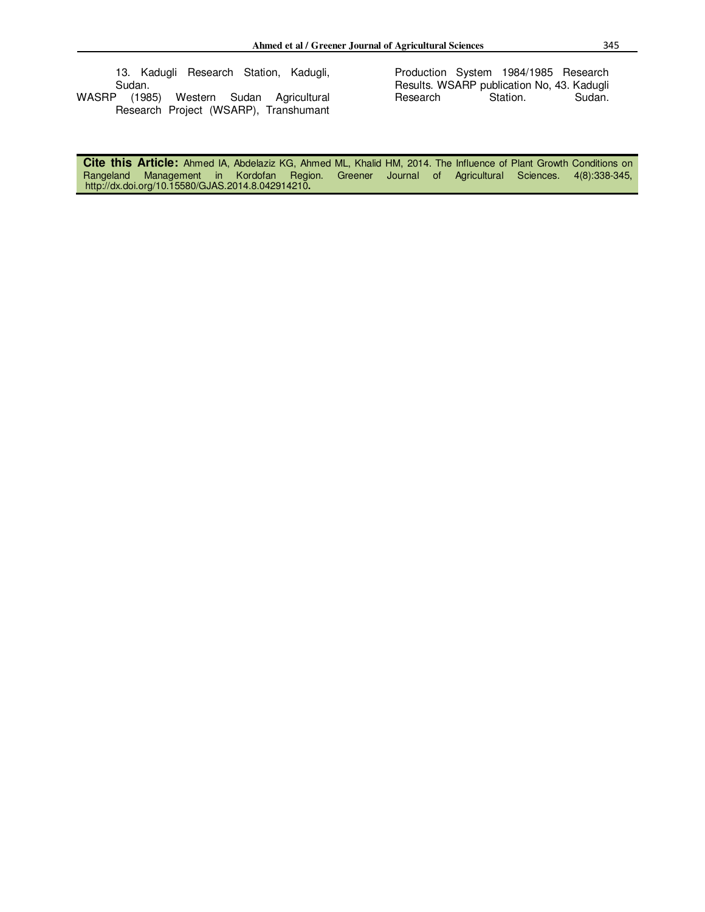13. Kadugli Research Station, Kadugli, Sudan.

WASRP (1985) Western Sudan Agricultural Research Project (WSARP), Transhumant Production System 1984/1985 Research Results. WSARP publication No, 43. Kadugli Research Station. Sudan.

**Cite this Article:** Ahmed IA, Abdelaziz KG, Ahmed ML, Khalid HM, 2014. The Influence of Plant Growth Conditions on Rangeland Management in Kordofan Region. Greener Journal of Agricultural Sciences. 4(8):338-345, http://dx.doi.org/10.15580/GJAS.2014.8.042914210**.**